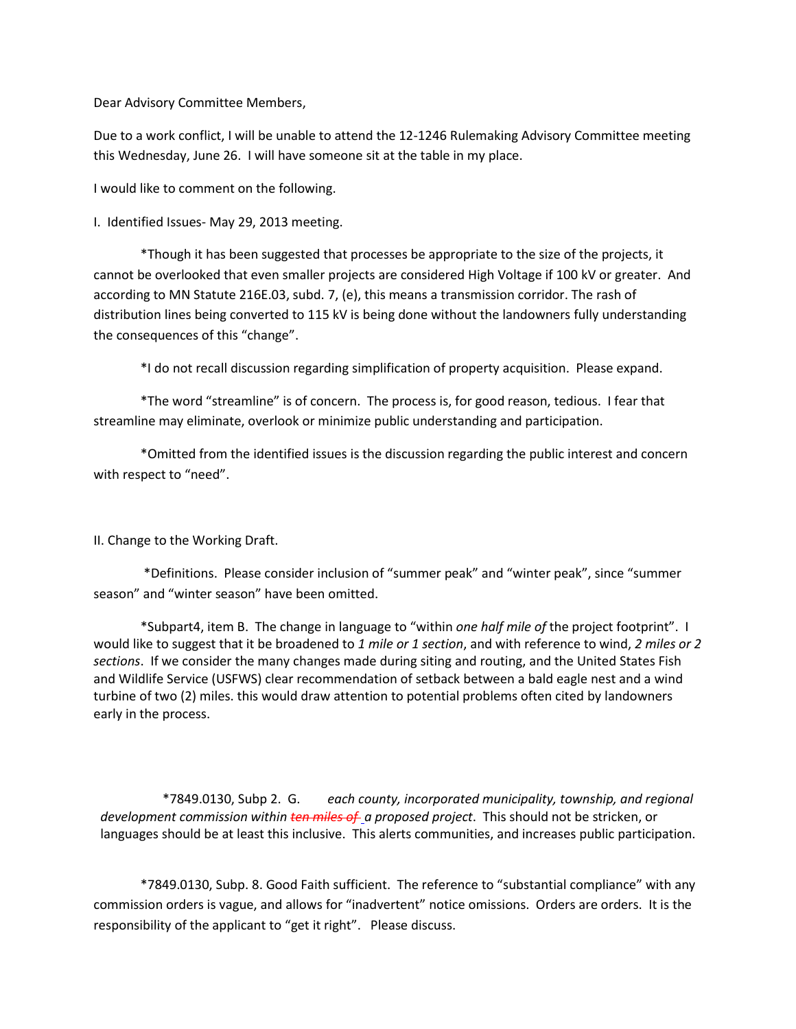Dear Advisory Committee Members,

Due to a work conflict, I will be unable to attend the 12-1246 Rulemaking Advisory Committee meeting this Wednesday, June 26. I will have someone sit at the table in my place.

I would like to comment on the following.

I. Identified Issues- May 29, 2013 meeting.

*Though it has been suggested that processes be appropriate to the size of the projects, it cannot be overlooked that even smaller projects are considered High Voltage if 100 kV or greater. And according to MN Statute 216E.03, subd. 7, (e), this means a transmission corridor. The rash of distribution lines being converted to 115 kV is being done without the landowners fully understanding the consequences of this "change".

*I do not recall discussion regarding simplification of property acquisition. Please expand.

*The word "streamline" is of concern. The process is, for good reason, tedious. I fear that streamline may eliminate, overlook or minimize public understanding and participation.

*Omitted from the identified issues is the discussion regarding the public interest and concern with respect to "need".

II. Change to the Working Draft.

*Definitions. Please consider inclusion of "summer peak" and "winter peak", since "summer season" and "winter season" have been omitted.

*Subpart4, item B. The change in language to "within *one half mile of* the project footprint". I would like to suggest that it be broadened to *1 mile or 1 section*, and with reference to wind, *2 miles or 2 sections*. If we consider the many changes made during siting and routing, and the United States Fish and Wildlife Service (USFWS) clear recommendation of setback between a bald eagle nest and a wind turbine of two (2) miles. this would draw attention to potential problems often cited by landowners early in the process.

*7849.0130, Subp 2. G. *each county, incorporated municipality, township, and regional development commission within ~~ten miles of~~ a proposed project*. This should not be stricken, or languages should be at least this inclusive. This alerts communities, and increases public participation.

*7849.0130, Subp. 8. Good Faith sufficient. The reference to "substantial compliance" with any commission orders is vague, and allows for "inadvertent" notice omissions. Orders are orders. It is the responsibility of the applicant to "get it right". Please discuss.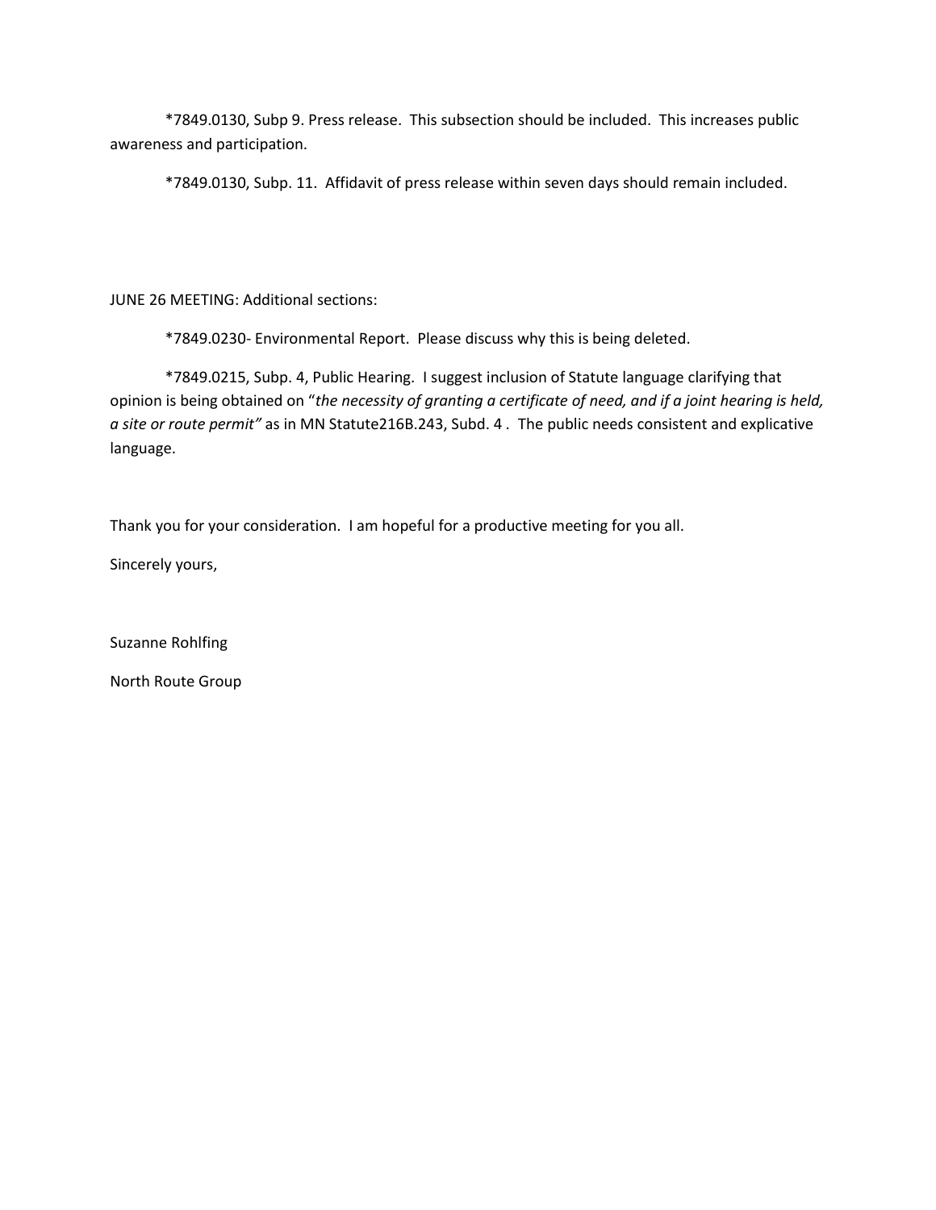*7849.0130, Subp 9. Press release. This subsection should be included. This increases public awareness and participation.

*7849.0130, Subp. 11. Affidavit of press release within seven days should remain included.

JUNE 26 MEETING: Additional sections:

*7849.0230- Environmental Report. Please discuss why this is being deleted.

*7849.0215, Subp. 4, Public Hearing. I suggest inclusion of Statute language clarifying that opinion is being obtained on "*the necessity of granting a certificate of need, and if a joint hearing is held, a site or route permit"* as in MN Statute216B.243, Subd. 4 . The public needs consistent and explicative language.

Thank you for your consideration. I am hopeful for a productive meeting for you all.

Sincerely yours,

Suzanne Rohlfing

North Route Group